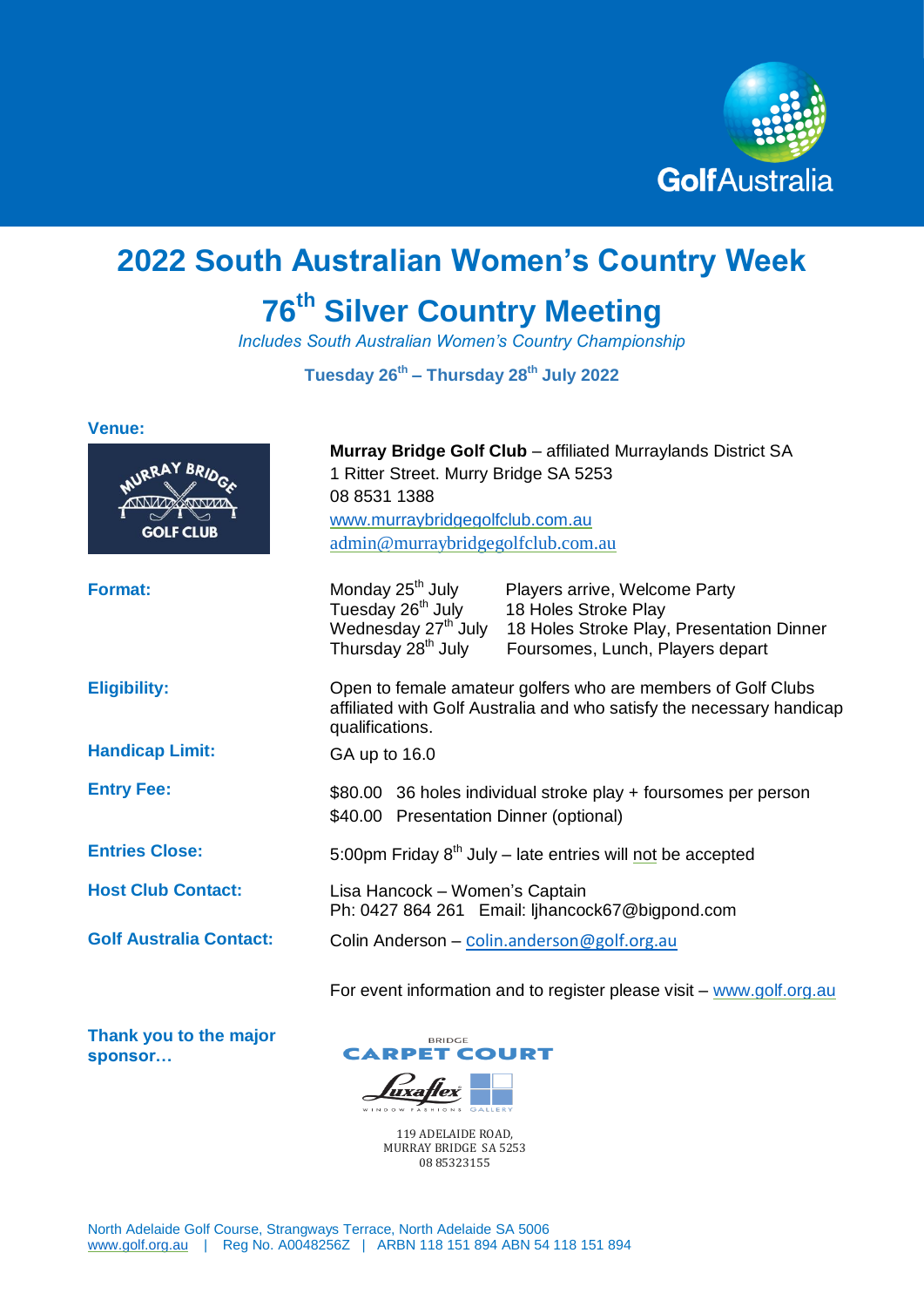GolfAustralia

# 2022 South Australian Women's Country Week

## 76th Silver Country Meeting

*Includes South Australian Women's Country Championship*

**Tuesday 26th – Thursday 28th July 2022**

**Venue:**

MURRAY BRIDGE GOLF CLUB

**Murray Bridge Golf Club** – affiliated Murraylands District SA
1 Ritter Street. Murry Bridge SA 5253
08 8531 1388
www.murraybridgegolfclub.com.au
admin@murraybridgegolfclub.com.au

**Format:**

| | |
|---|---|
| Monday 25th July | Players arrive, Welcome Party |
| Tuesday 26th July | 18 Holes Stroke Play |
| Wednesday 27th July | 18 Holes Stroke Play, Presentation Dinner |
| Thursday 28th July | Foursomes, Lunch, Players depart |

**Eligibility:** Open to female amateur golfers who are members of Golf Clubs affiliated with Golf Australia and who satisfy the necessary handicap qualifications.

**Handicap Limit:** GA up to 16.0

**Entry Fee:**

$80.00 36 holes individual stroke play + foursomes per person
$40.00 Presentation Dinner (optional)

**Entries Close:** 5:00pm Friday 8th July – late entries will not be accepted

**Host Club Contact:** Lisa Hancock – Women's Captain
Ph: 0427 864 261 Email: ljhancock67@bigpond.com

**Golf Australia Contact:** Colin Anderson – colin.anderson@golf.org.au

For event information and to register please visit – www.golf.org.au

**Thank you to the major sponsor…**

BRIDGE CARPET COURT
Luxaflex Window Fashions Gallery

119 ADELAIDE ROAD,
MURRAY BRIDGE SA 5253
08 85323155

North Adelaide Golf Course, Strangways Terrace, North Adelaide SA 5006
www.golf.org.au | Reg No. A0048256Z | ARBN 118 151 894 ABN 54 118 151 894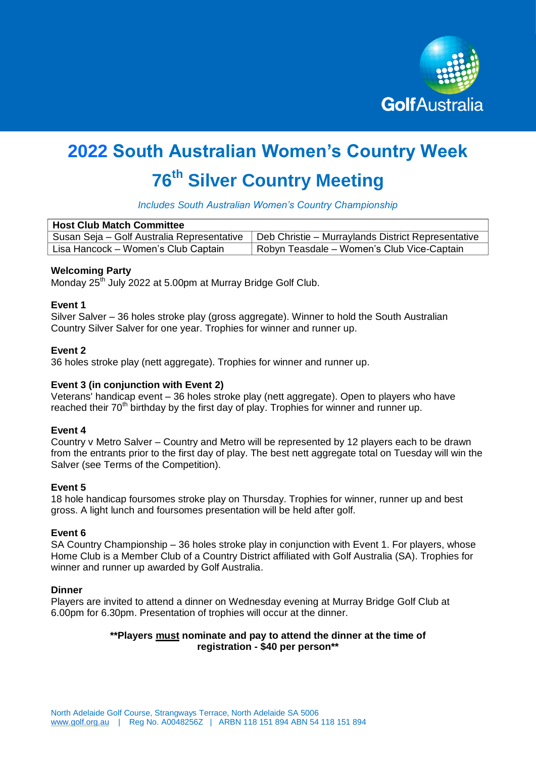# 2022 South Australian Women's Country Week

# 76th Silver Country Meeting

*Includes South Australian Women's Country Championship*

| Host Club Match Committee | |
|---|---|
| Susan Seja – Golf Australia Representative | Deb Christie – Murraylands District Representative |
| Lisa Hancock – Women's Club Captain | Robyn Teasdale – Women's Club Vice-Captain |

**Welcoming Party**
Monday 25th July 2022 at 5.00pm at Murray Bridge Golf Club.

**Event 1**
Silver Salver – 36 holes stroke play (gross aggregate). Winner to hold the South Australian Country Silver Salver for one year. Trophies for winner and runner up.

**Event 2**
36 holes stroke play (nett aggregate). Trophies for winner and runner up.

**Event 3 (in conjunction with Event 2)**
Veterans' handicap event – 36 holes stroke play (nett aggregate). Open to players who have reached their 70th birthday by the first day of play. Trophies for winner and runner up.

**Event 4**
Country v Metro Salver – Country and Metro will be represented by 12 players each to be drawn from the entrants prior to the first day of play. The best nett aggregate total on Tuesday will win the Salver (see Terms of the Competition).

**Event 5**
18 hole handicap foursomes stroke play on Thursday. Trophies for winner, runner up and best gross. A light lunch and foursomes presentation will be held after golf.

**Event 6**
SA Country Championship – 36 holes stroke play in conjunction with Event 1. For players, whose Home Club is a Member Club of a Country District affiliated with Golf Australia (SA). Trophies for winner and runner up awarded by Golf Australia.

**Dinner**
Players are invited to attend a dinner on Wednesday evening at Murray Bridge Golf Club at 6.00pm for 6.30pm. Presentation of trophies will occur at the dinner.

**\*\*Players must nominate and pay to attend the dinner at the time of registration - $40 per person\*\***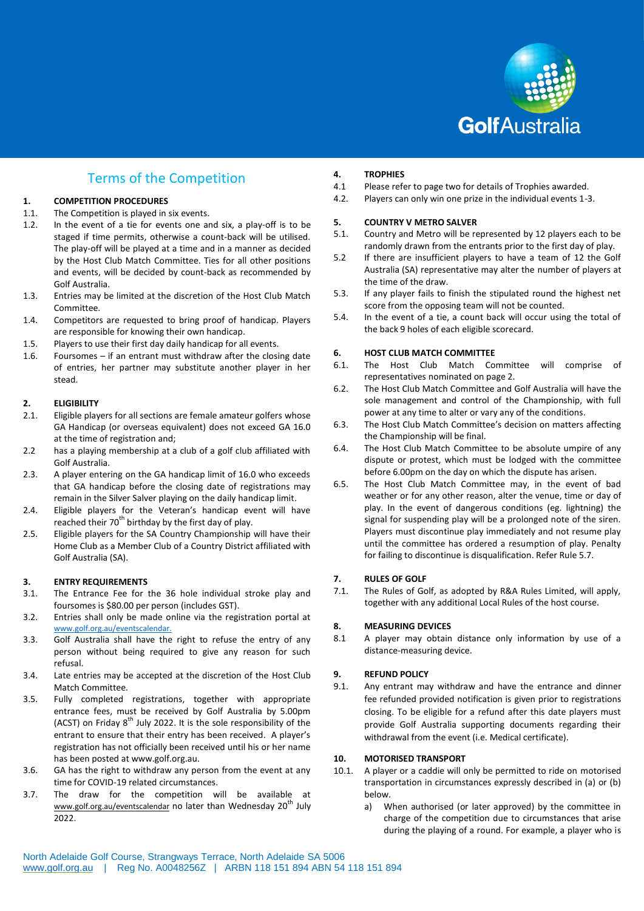## Terms of the Competition

### 1. COMPETITION PROCEDURES

1.1. The Competition is played in six events.

1.2. In the event of a tie for events one and six, a play-off is to be staged if time permits, otherwise a count-back will be utilised. The play-off will be played at a time and in a manner as decided by the Host Club Match Committee. Ties for all other positions and events, will be decided by count-back as recommended by Golf Australia.

1.3. Entries may be limited at the discretion of the Host Club Match Committee.

1.4. Competitors are requested to bring proof of handicap. Players are responsible for knowing their own handicap.

1.5. Players to use their first day daily handicap for all events.

1.6. Foursomes – if an entrant must withdraw after the closing date of entries, her partner may substitute another player in her stead.

### 2. ELIGIBILITY

2.1. Eligible players for all sections are female amateur golfers whose GA Handicap (or overseas equivalent) does not exceed GA 16.0 at the time of registration and;

2.2 has a playing membership at a club of a golf club affiliated with Golf Australia.

2.3. A player entering on the GA handicap limit of 16.0 who exceeds that GA handicap before the closing date of registrations may remain in the Silver Salver playing on the daily handicap limit.

2.4. Eligible players for the Veteran's handicap event will have reached their 70th birthday by the first day of play.

2.5. Eligible players for the SA Country Championship will have their Home Club as a Member Club of a Country District affiliated with Golf Australia (SA).

### 3. ENTRY REQUIREMENTS

3.1. The Entrance Fee for the 36 hole individual stroke play and foursomes is $80.00 per person (includes GST).

3.2. Entries shall only be made online via the registration portal at www.golf.org.au/eventscalendar.

3.3. Golf Australia shall have the right to refuse the entry of any person without being required to give any reason for such refusal.

3.4. Late entries may be accepted at the discretion of the Host Club Match Committee.

3.5. Fully completed registrations, together with appropriate entrance fees, must be received by Golf Australia by 5.00pm (ACST) on Friday 8th July 2022. It is the sole responsibility of the entrant to ensure that their entry has been received. A player's registration has not officially been received until his or her name has been posted at www.golf.org.au.

3.6. GA has the right to withdraw any person from the event at any time for COVID-19 related circumstances.

3.7. The draw for the competition will be available at www.golf.org.au/eventscalendar no later than Wednesday 20th July 2022.

### 4. TROPHIES

4.1 Please refer to page two for details of Trophies awarded.

4.2. Players can only win one prize in the individual events 1-3.

### 5. COUNTRY V METRO SALVER

5.1. Country and Metro will be represented by 12 players each to be randomly drawn from the entrants prior to the first day of play.

5.2 If there are insufficient players to have a team of 12 the Golf Australia (SA) representative may alter the number of players at the time of the draw.

5.3. If any player fails to finish the stipulated round the highest net score from the opposing team will not be counted.

5.4. In the event of a tie, a count back will occur using the total of the back 9 holes of each eligible scorecard.

### 6. HOST CLUB MATCH COMMITTEE

6.1. The Host Club Match Committee will comprise of representatives nominated on page 2.

6.2. The Host Club Match Committee and Golf Australia will have the sole management and control of the Championship, with full power at any time to alter or vary any of the conditions.

6.3. The Host Club Match Committee's decision on matters affecting the Championship will be final.

6.4. The Host Club Match Committee to be absolute umpire of any dispute or protest, which must be lodged with the committee before 6.00pm on the day on which the dispute has arisen.

6.5. The Host Club Match Committee may, in the event of bad weather or for any other reason, alter the venue, time or day of play. In the event of dangerous conditions (eg. lightning) the signal for suspending play will be a prolonged note of the siren. Players must discontinue play immediately and not resume play until the committee has ordered a resumption of play. Penalty for failing to discontinue is disqualification. Refer Rule 5.7.

### 7. RULES OF GOLF

7.1. The Rules of Golf, as adopted by R&A Rules Limited, will apply, together with any additional Local Rules of the host course.

### 8. MEASURING DEVICES

8.1 A player may obtain distance only information by use of a distance-measuring device.

### 9. REFUND POLICY

9.1. Any entrant may withdraw and have the entrance and dinner fee refunded provided notification is given prior to registrations closing. To be eligible for a refund after this date players must provide Golf Australia supporting documents regarding their withdrawal from the event (i.e. Medical certificate).

### 10. MOTORISED TRANSPORT

10.1. A player or a caddie will only be permitted to ride on motorised transportation in circumstances expressly described in (a) or (b) below.

a) When authorised (or later approved) by the committee in charge of the competition due to circumstances that arise during the playing of a round. For example, a player who is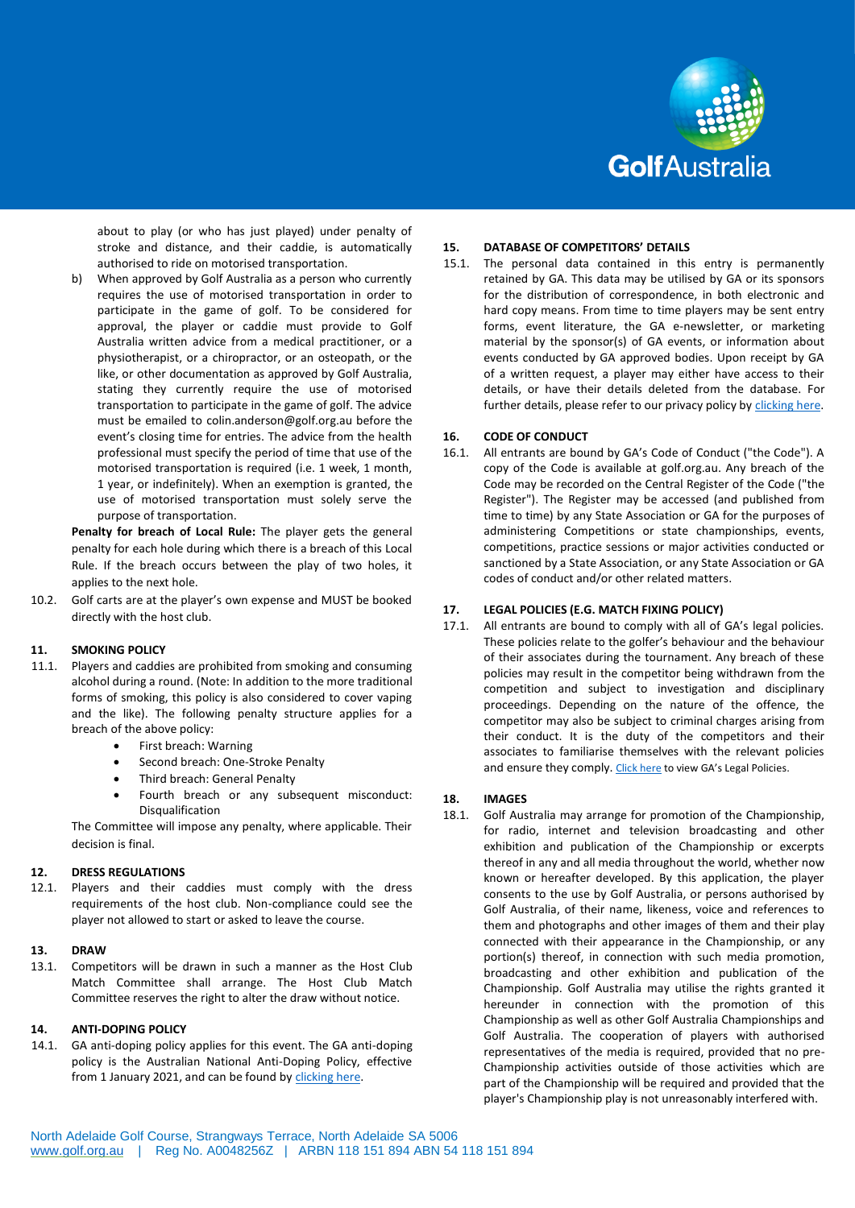about to play (or who has just played) under penalty of stroke and distance, and their caddie, is automatically authorised to ride on motorised transportation.

b) When approved by Golf Australia as a person who currently requires the use of motorised transportation in order to participate in the game of golf. To be considered for approval, the player or caddie must provide to Golf Australia written advice from a medical practitioner, or a physiotherapist, or a chiropractor, or an osteopath, or the like, or other documentation as approved by Golf Australia, stating they currently require the use of motorised transportation to participate in the game of golf. The advice must be emailed to colin.anderson@golf.org.au before the event's closing time for entries. The advice from the health professional must specify the period of time that use of the motorised transportation is required (i.e. 1 week, 1 month, 1 year, or indefinitely). When an exemption is granted, the use of motorised transportation must solely serve the purpose of transportation.

**Penalty for breach of Local Rule:** The player gets the general penalty for each hole during which there is a breach of this Local Rule. If the breach occurs between the play of two holes, it applies to the next hole.

10.2. Golf carts are at the player's own expense and MUST be booked directly with the host club.

## 11. SMOKING POLICY

11.1. Players and caddies are prohibited from smoking and consuming alcohol during a round. (Note: In addition to the more traditional forms of smoking, this policy is also considered to cover vaping and the like). The following penalty structure applies for a breach of the above policy:

- First breach: Warning
- Second breach: One-Stroke Penalty
- Third breach: General Penalty
- Fourth breach or any subsequent misconduct: Disqualification

The Committee will impose any penalty, where applicable. Their decision is final.

## 12. DRESS REGULATIONS

12.1. Players and their caddies must comply with the dress requirements of the host club. Non-compliance could see the player not allowed to start or asked to leave the course.

## 13. DRAW

13.1. Competitors will be drawn in such a manner as the Host Club Match Committee shall arrange. The Host Club Match Committee reserves the right to alter the draw without notice.

## 14. ANTI-DOPING POLICY

14.1. GA anti-doping policy applies for this event. The GA anti-doping policy is the Australian National Anti-Doping Policy, effective from 1 January 2021, and can be found by clicking here.

## 15. DATABASE OF COMPETITORS' DETAILS

15.1. The personal data contained in this entry is permanently retained by GA. This data may be utilised by GA or its sponsors for the distribution of correspondence, in both electronic and hard copy means. From time to time players may be sent entry forms, event literature, the GA e-newsletter, or marketing material by the sponsor(s) of GA events, or information about events conducted by GA approved bodies. Upon receipt by GA of a written request, a player may either have access to their details, or have their details deleted from the database. For further details, please refer to our privacy policy by clicking here.

## 16. CODE OF CONDUCT

16.1. All entrants are bound by GA's Code of Conduct ("the Code"). A copy of the Code is available at golf.org.au. Any breach of the Code may be recorded on the Central Register of the Code ("the Register"). The Register may be accessed (and published from time to time) by any State Association or GA for the purposes of administering Competitions or state championships, events, competitions, practice sessions or major activities conducted or sanctioned by a State Association, or any State Association or GA codes of conduct and/or other related matters.

## 17. LEGAL POLICIES (E.G. MATCH FIXING POLICY)

17.1. All entrants are bound to comply with all of GA's legal policies. These policies relate to the golfer's behaviour and the behaviour of their associates during the tournament. Any breach of these policies may result in the competitor being withdrawn from the competition and subject to investigation and disciplinary proceedings. Depending on the nature of the offence, the competitor may also be subject to criminal charges arising from their conduct. It is the duty of the competitors and their associates to familiarise themselves with the relevant policies and ensure they comply. Click here to view GA's Legal Policies.

## 18. IMAGES

18.1. Golf Australia may arrange for promotion of the Championship, for radio, internet and television broadcasting and other exhibition and publication of the Championship or excerpts thereof in any and all media throughout the world, whether now known or hereafter developed. By this application, the player consents to the use by Golf Australia, or persons authorised by Golf Australia, of their name, likeness, voice and references to them and photographs and other images of them and their play connected with their appearance in the Championship, or any portion(s) thereof, in connection with such media promotion, broadcasting and other exhibition and publication of the Championship. Golf Australia may utilise the rights granted it hereunder in connection with the promotion of this Championship as well as other Golf Australia Championships and Golf Australia. The cooperation of players with authorised representatives of the media is required, provided that no pre-Championship activities outside of those activities which are part of the Championship will be required and provided that the player's Championship play is not unreasonably interfered with.